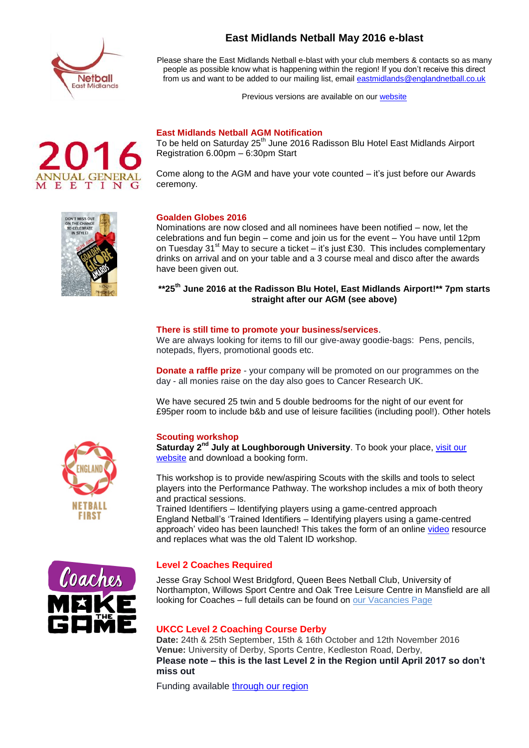# East Midlands Netball May 2016 e-blast

Please share the East Midlands Netball e-blast with your club members & contacts so as many people as possible know what is happening within the region! If you don't receive this direct from us and want to be added to our mailing list, email eastmidlands@englandnetball.co.uk

Previous versions are available on our website

## East Midlands Netball AGM Notification

To be held on Saturday 25th June 2016 Radisson Blu Hotel East Midlands Airport
Registration 6.00pm – 6:30pm Start

Come along to the AGM and have your vote counted – it's just before our Awards ceremony.

## Goalden Globes 2016

Nominations are now closed and all nominees have been notified – now, let the celebrations and fun begin – come and join us for the event – You have until 12pm on Tuesday 31st May to secure a ticket – it's just £30. This includes complementary drinks on arrival and on your table and a 3 course meal and disco after the awards have been given out.

**\*\*25th June 2016 at the Radisson Blu Hotel, East Midlands Airport!\*\* 7pm starts straight after our AGM (see above)**

## There is still time to promote your business/services.

We are always looking for items to fill our give-away goodie-bags: Pens, pencils, notepads, flyers, promotional goods etc.

**Donate a raffle prize** - your company will be promoted on our programmes on the day - all monies raise on the day also goes to Cancer Research UK.

We have secured 25 twin and 5 double bedrooms for the night of our event for £95per room to include b&b and use of leisure facilities (including pool!). Other hotels

## Scouting workshop

**Saturday 2nd July at Loughborough University**. To book your place, visit our website and download a booking form.

This workshop is to provide new/aspiring Scouts with the skills and tools to select players into the Performance Pathway. The workshop includes a mix of both theory and practical sessions.
Trained Identifiers – Identifying players using a game-centred approach
England Netball's 'Trained Identifiers – Identifying players using a game-centred approach' video has been launched! This takes the form of an online video resource and replaces what was the old Talent ID workshop.

## Level 2 Coaches Required

Jesse Gray School West Bridgford, Queen Bees Netball Club, University of Northampton, Willows Sport Centre and Oak Tree Leisure Centre in Mansfield are all looking for Coaches – full details can be found on our Vacancies Page

## UKCC Level 2 Coaching Course Derby

**Date:** 24th & 25th September, 15th & 16th October and 12th November 2016
**Venue:** University of Derby, Sports Centre, Kedleston Road, Derby,
**Please note – this is the last Level 2 in the Region until April 2017 so don't miss out**

Funding available through our region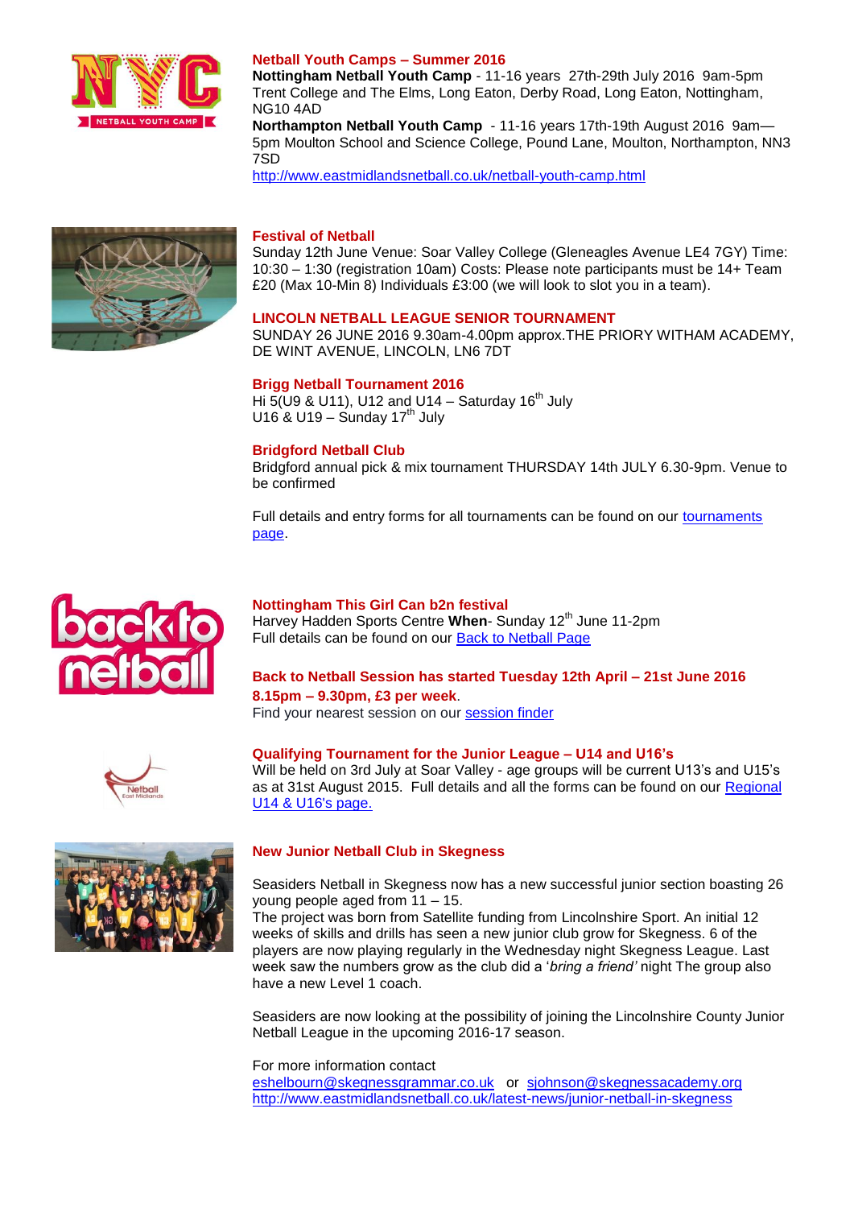### Netball Youth Camps – Summer 2016

**Nottingham Netball Youth Camp** - 11-16 years 27th-29th July 2016 9am-5pm Trent College and The Elms, Long Eaton, Derby Road, Long Eaton, Nottingham, NG10 4AD

**Northampton Netball Youth Camp** - 11-16 years 17th-19th August 2016 9am—5pm Moulton School and Science College, Pound Lane, Moulton, Northampton, NN3 7SD

http://www.eastmidlandsnetball.co.uk/netball-youth-camp.html

### Festival of Netball

Sunday 12th June Venue: Soar Valley College (Gleneagles Avenue LE4 7GY) Time: 10:30 – 1:30 (registration 10am) Costs: Please note participants must be 14+ Team £20 (Max 10-Min 8) Individuals £3:00 (we will look to slot you in a team).

### LINCOLN NETBALL LEAGUE SENIOR TOURNAMENT

SUNDAY 26 JUNE 2016 9.30am-4.00pm approx.THE PRIORY WITHAM ACADEMY, DE WINT AVENUE, LINCOLN, LN6 7DT

### Brigg Netball Tournament 2016

Hi 5(U9 & U11), U12 and U14 – Saturday 16th July
U16 & U19 – Sunday 17th July

### Bridgford Netball Club

Bridgford annual pick & mix tournament THURSDAY 14th JULY 6.30-9pm. Venue to be confirmed

Full details and entry forms for all tournaments can be found on our tournaments page.

### Nottingham This Girl Can b2n festival

Harvey Hadden Sports Centre **When**- Sunday 12th June 11-2pm
Full details can be found on our Back to Netball Page

### Back to Netball Session has started Tuesday 12th April – 21st June 2016 8.15pm – 9.30pm, £3 per week.

Find your nearest session on our session finder

### Qualifying Tournament for the Junior League – U14 and U16's

Will be held on 3rd July at Soar Valley - age groups will be current U13's and U15's as at 31st August 2015. Full details and all the forms can be found on our Regional U14 & U16's page.

### New Junior Netball Club in Skegness

Seasiders Netball in Skegness now has a new successful junior section boasting 26 young people aged from 11 – 15.
The project was born from Satellite funding from Lincolnshire Sport. An initial 12 weeks of skills and drills has seen a new junior club grow for Skegness. 6 of the players are now playing regularly in the Wednesday night Skegness League. Last week saw the numbers grow as the club did a '*bring a friend'* night The group also have a new Level 1 coach.

Seasiders are now looking at the possibility of joining the Lincolnshire County Junior Netball League in the upcoming 2016-17 season.

For more information contact
eshelbourn@skegnessgrammar.co.uk or sjohnson@skegnessacademy.org
http://www.eastmidlandsnetball.co.uk/latest-news/junior-netball-in-skegness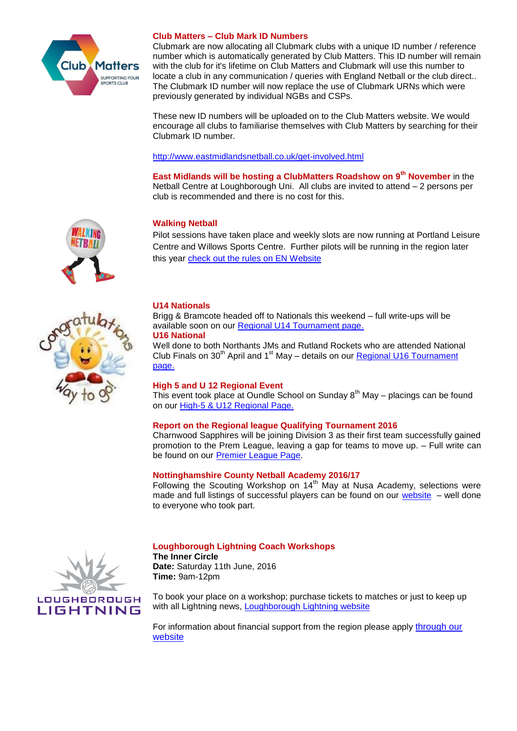## Club Matters – Club Mark ID Numbers

Clubmark are now allocating all Clubmark clubs with a unique ID number / reference number which is automatically generated by Club Matters. This ID number will remain with the club for it's lifetime on Club Matters and Clubmark will use this number to locate a club in any communication / queries with England Netball or the club direct.. The Clubmark ID number will now replace the use of Clubmark URNs which were previously generated by individual NGBs and CSPs.

These new ID numbers will be uploaded on to the Club Matters website. We would encourage all clubs to familiarise themselves with Club Matters by searching for their Clubmark ID number.

http://www.eastmidlandsnetball.co.uk/get-involved.html

**East Midlands will be hosting a ClubMatters Roadshow on 9th November** in the Netball Centre at Loughborough Uni. All clubs are invited to attend – 2 persons per club is recommended and there is no cost for this.

## Walking Netball

Pilot sessions have taken place and weekly slots are now running at Portland Leisure Centre and Willows Sports Centre. Further pilots will be running in the region later this year check out the rules on EN Website

## U14 Nationals

Brigg & Bramcote headed off to Nationals this weekend – full write-ups will be available soon on our Regional U14 Tournament page.

## U16 National

Well done to both Northants JMs and Rutland Rockets who are attended National Club Finals on 30th April and 1st May – details on our Regional U16 Tournament page.

## High 5 and U 12 Regional Event

This event took place at Oundle School on Sunday 8th May – placings can be found on our High-5 & U12 Regional Page.

## Report on the Regional league Qualifying Tournament 2016

Charnwood Sapphires will be joining Division 3 as their first team successfully gained promotion to the Prem League, leaving a gap for teams to move up. – Full write can be found on our Premier League Page.

## Nottinghamshire County Netball Academy 2016/17

Following the Scouting Workshop on 14th May at Nusa Academy, selections were made and full listings of successful players can be found on our website – well done to everyone who took part.

## Loughborough Lightning Coach Workshops

**The Inner Circle**
**Date:** Saturday 11th June, 2016
**Time:** 9am-12pm

To book your place on a workshop; purchase tickets to matches or just to keep up with all Lightning news, Loughborough Lightning website

For information about financial support from the region please apply through our website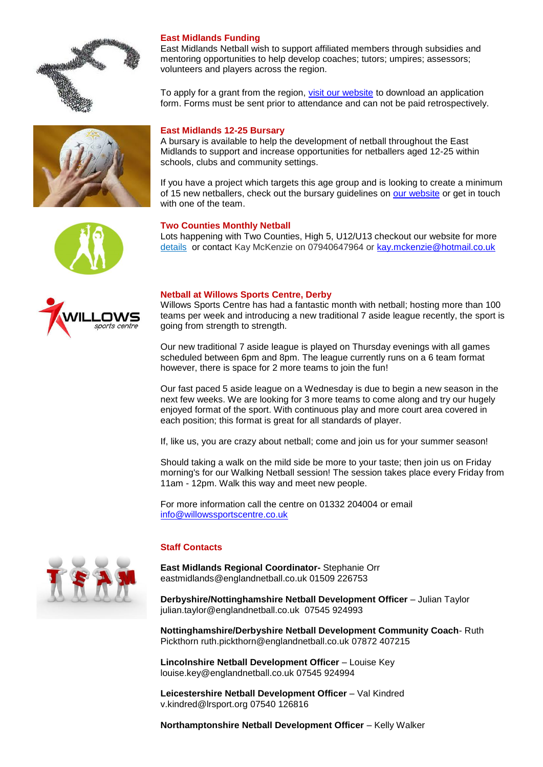### East Midlands Funding

East Midlands Netball wish to support affiliated members through subsidies and mentoring opportunities to help develop coaches; tutors; umpires; assessors; volunteers and players across the region.

To apply for a grant from the region, visit our website to download an application form. Forms must be sent prior to attendance and can not be paid retrospectively.

### East Midlands 12-25 Bursary

A bursary is available to help the development of netball throughout the East Midlands to support and increase opportunities for netballers aged 12-25 within schools, clubs and community settings.

If you have a project which targets this age group and is looking to create a minimum of 15 new netballers, check out the bursary guidelines on our website or get in touch with one of the team.

### Two Counties Monthly Netball

Lots happening with Two Counties, High 5, U12/U13 checkout our website for more details or contact Kay McKenzie on 07940647964 or kay.mckenzie@hotmail.co.uk

### Netball at Willows Sports Centre, Derby

Willows Sports Centre has had a fantastic month with netball; hosting more than 100 teams per week and introducing a new traditional 7 aside league recently, the sport is going from strength to strength.

Our new traditional 7 aside league is played on Thursday evenings with all games scheduled between 6pm and 8pm. The league currently runs on a 6 team format however, there is space for 2 more teams to join the fun!

Our fast paced 5 aside league on a Wednesday is due to begin a new season in the next few weeks. We are looking for 3 more teams to come along and try our hugely enjoyed format of the sport. With continuous play and more court area covered in each position; this format is great for all standards of player.

If, like us, you are crazy about netball; come and join us for your summer season!

Should taking a walk on the mild side be more to your taste; then join us on Friday morning's for our Walking Netball session! The session takes place every Friday from 11am - 12pm. Walk this way and meet new people.

For more information call the centre on 01332 204004 or email info@willowssportscentre.co.uk

### Staff Contacts

**East Midlands Regional Coordinator-** Stephanie Orr
eastmidlands@englandnetball.co.uk 01509 226753

**Derbyshire/Nottinghamshire Netball Development Officer** – Julian Taylor
julian.taylor@englandnetball.co.uk 07545 924993

**Nottinghamshire/Derbyshire Netball Development Community Coach**- Ruth Pickthorn ruth.pickthorn@englandnetball.co.uk 07872 407215

**Lincolnshire Netball Development Officer** – Louise Key
louise.key@englandnetball.co.uk 07545 924994

**Leicestershire Netball Development Officer** – Val Kindred
v.kindred@lrsport.org 07540 126816

**Northamptonshire Netball Development Officer** – Kelly Walker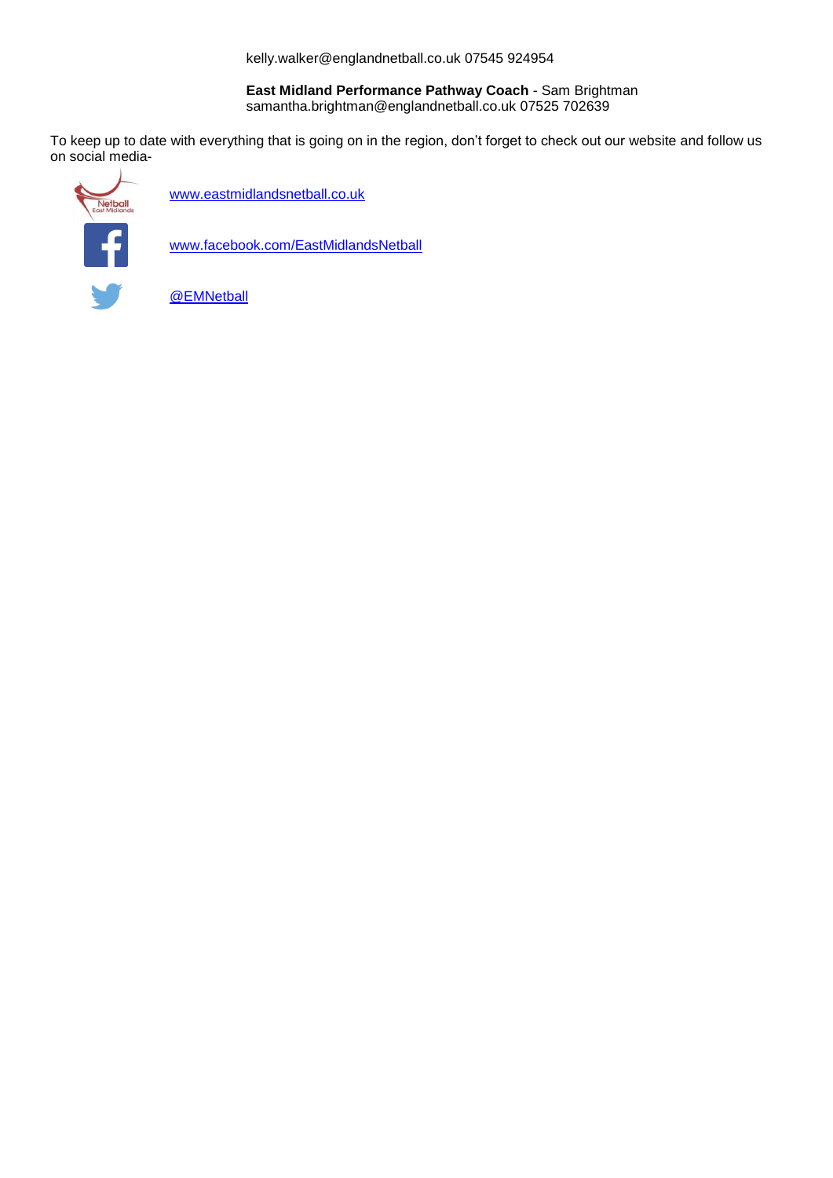kelly.walker@englandnetball.co.uk 07545 924954

**East Midland Performance Pathway Coach** - Sam Brightman
samantha.brightman@englandnetball.co.uk 07525 702639

To keep up to date with everything that is going on in the region, don't forget to check out our website and follow us on social media-

www.eastmidlandsnetball.co.uk

www.facebook.com/EastMidlandsNetball

@EMNetball